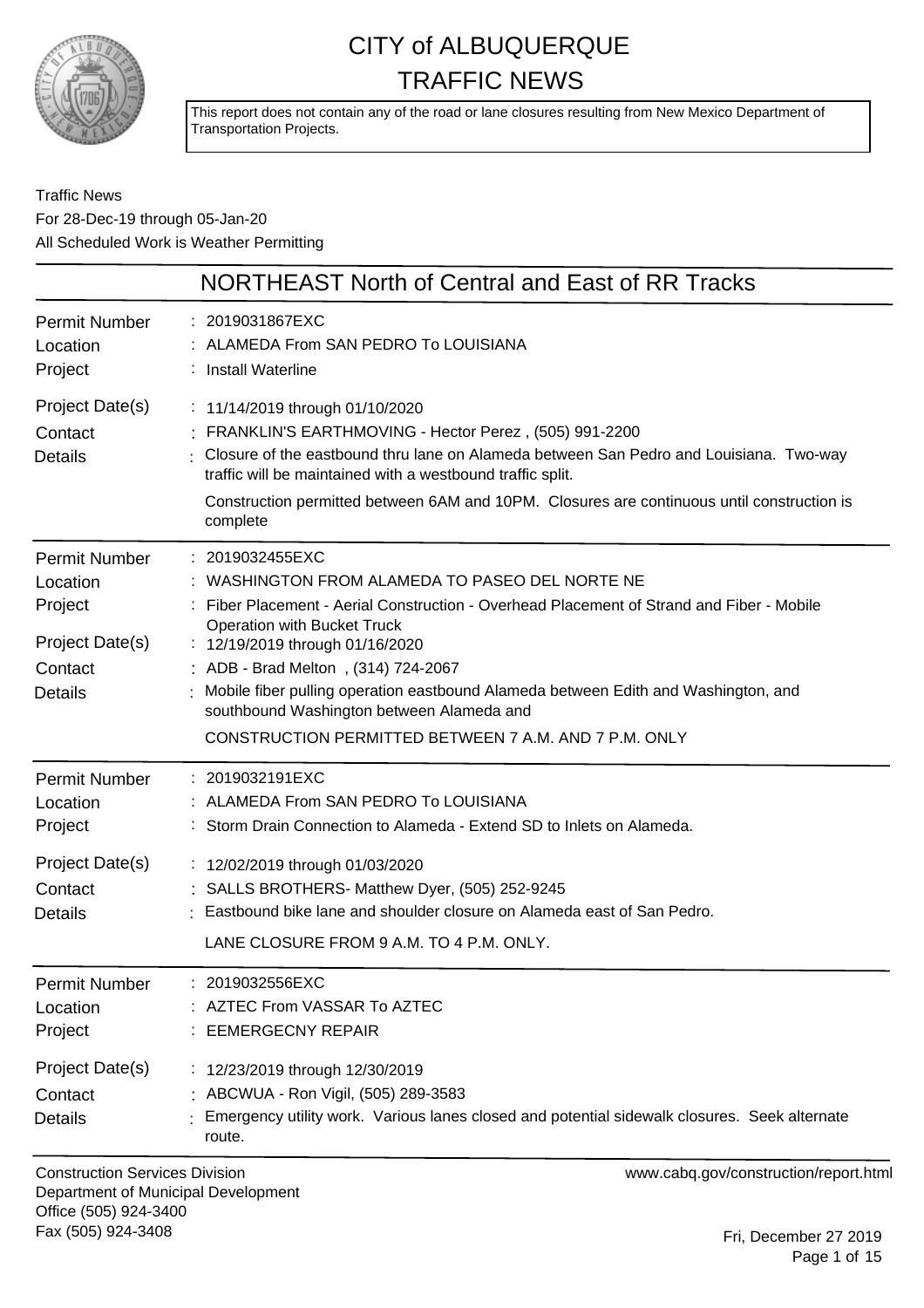# CITY of ALBUQUERQUE
# TRAFFIC NEWS

This report does not contain any of the road or lane closures resulting from New Mexico Department of Transportation Projects.

Traffic News
For 28-Dec-19 through 05-Jan-20
All Scheduled Work is Weather Permitting

## NORTHEAST North of Central and East of RR Tracks

| | |
|---|---|
| Permit Number | : 2019031867EXC |
| Location | : ALAMEDA From SAN PEDRO To LOUISIANA |
| Project | : Install Waterline |
| Project Date(s) | : 11/14/2019 through 01/10/2020 |
| Contact | : FRANKLIN'S EARTHMOVING - Hector Perez , (505) 991-2200 |
| Details | : Closure of the eastbound thru lane on Alameda between San Pedro and Louisiana. Two-way traffic will be maintained with a westbound traffic split.<br>Construction permitted between 6AM and 10PM. Closures are continuous until construction is complete |

| | |
|---|---|
| Permit Number | : 2019032455EXC |
| Location | : WASHINGTON FROM ALAMEDA TO PASEO DEL NORTE NE |
| Project | : Fiber Placement - Aerial Construction - Overhead Placement of Strand and Fiber - Mobile Operation with Bucket Truck |
| Project Date(s) | : 12/19/2019 through 01/16/2020 |
| Contact | : ADB - Brad Melton , (314) 724-2067 |
| Details | : Mobile fiber pulling operation eastbound Alameda between Edith and Washington, and southbound Washington between Alameda and<br>CONSTRUCTION PERMITTED BETWEEN 7 A.M. AND 7 P.M. ONLY |

| | |
|---|---|
| Permit Number | : 2019032191EXC |
| Location | : ALAMEDA From SAN PEDRO To LOUISIANA |
| Project | : Storm Drain Connection to Alameda - Extend SD to Inlets on Alameda. |
| Project Date(s) | : 12/02/2019 through 01/03/2020 |
| Contact | : SALLS BROTHERS- Matthew Dyer, (505) 252-9245 |
| Details | : Eastbound bike lane and shoulder closure on Alameda east of San Pedro.<br>LANE CLOSURE FROM 9 A.M. TO 4 P.M. ONLY. |

| | |
|---|---|
| Permit Number | : 2019032556EXC |
| Location | : AZTEC From VASSAR To AZTEC |
| Project | : EEMERGECNY REPAIR |
| Project Date(s) | : 12/23/2019 through 12/30/2019 |
| Contact | : ABCWUA - Ron Vigil, (505) 289-3583 |
| Details | : Emergency utility work. Various lanes closed and potential sidewalk closures. Seek alternate route. |

Construction Services Division
Department of Municipal Development
Office (505) 924-3400
Fax (505) 924-3408

www.cabq.gov/construction/report.html

Fri, December 27 2019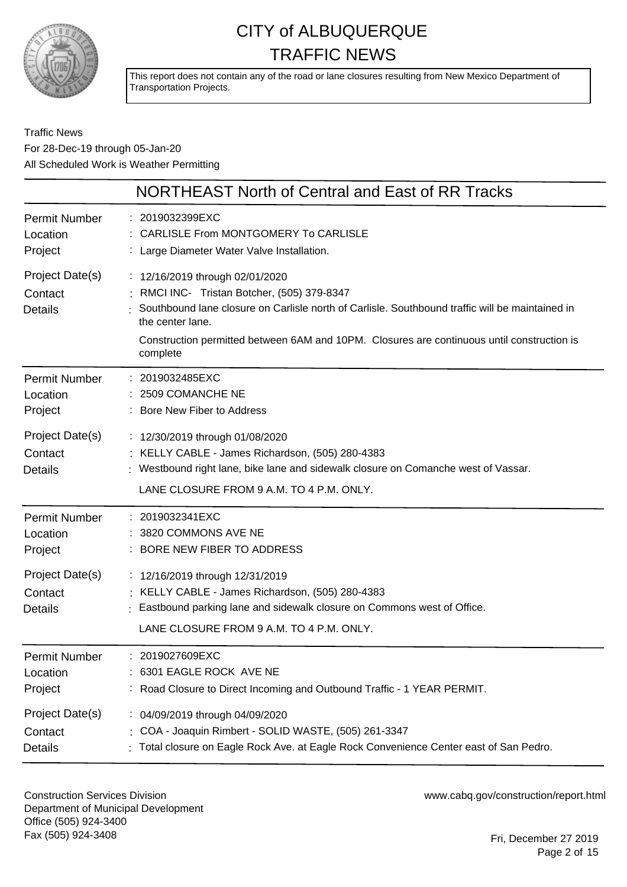# CITY of ALBUQUERQUE TRAFFIC NEWS

This report does not contain any of the road or lane closures resulting from New Mexico Department of Transportation Projects.

Traffic News
For 28-Dec-19 through 05-Jan-20
All Scheduled Work is Weather Permitting

## NORTHEAST North of Central and East of RR Tracks

**Permit Number** : 2019032399EXC
**Location** : CARLISLE From MONTGOMERY To CARLISLE
**Project** : Large Diameter Water Valve Installation.
**Project Date(s)** : 12/16/2019 through 02/01/2020
**Contact** : RMCI INC- Tristan Botcher, (505) 379-8347
**Details** : Southbound lane closure on Carlisle north of Carlisle. Southbound traffic will be maintained in the center lane.

Construction permitted between 6AM and 10PM. Closures are continuous until construction is complete

---

**Permit Number** : 2019032485EXC
**Location** : 2509 COMANCHE NE
**Project** : Bore New Fiber to Address
**Project Date(s)** : 12/30/2019 through 01/08/2020
**Contact** : KELLY CABLE - James Richardson, (505) 280-4383
**Details** : Westbound right lane, bike lane and sidewalk closure on Comanche west of Vassar.

LANE CLOSURE FROM 9 A.M. TO 4 P.M. ONLY.

---

**Permit Number** : 2019032341EXC
**Location** : 3820 COMMONS AVE NE
**Project** : BORE NEW FIBER TO ADDRESS
**Project Date(s)** : 12/16/2019 through 12/31/2019
**Contact** : KELLY CABLE - James Richardson, (505) 280-4383
**Details** : Eastbound parking lane and sidewalk closure on Commons west of Office.

LANE CLOSURE FROM 9 A.M. TO 4 P.M. ONLY.

---

**Permit Number** : 2019027609EXC
**Location** : 6301 EAGLE ROCK AVE NE
**Project** : Road Closure to Direct Incoming and Outbound Traffic - 1 YEAR PERMIT.
**Project Date(s)** : 04/09/2019 through 04/09/2020
**Contact** : COA - Joaquin Rimbert - SOLID WASTE, (505) 261-3347
**Details** : Total closure on Eagle Rock Ave. at Eagle Rock Convenience Center east of San Pedro.

---

Construction Services Division
Department of Municipal Development
Office (505) 924-3400
Fax (505) 924-3408

www.cabq.gov/construction/report.html

Fri, December 27 2019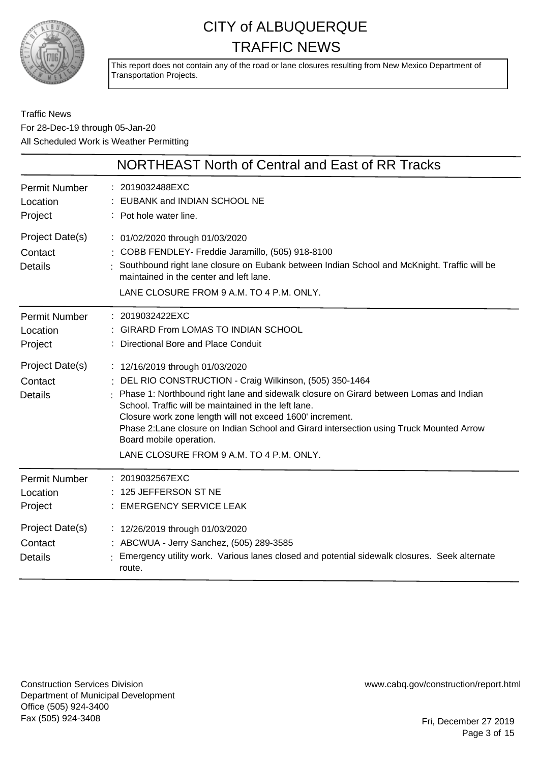# CITY of ALBUQUERQUE TRAFFIC NEWS

This report does not contain any of the road or lane closures resulting from New Mexico Department of Transportation Projects.

Traffic News
For 28-Dec-19 through 05-Jan-20
All Scheduled Work is Weather Permitting

## NORTHEAST North of Central and East of RR Tracks

| | |
|---|---|
| Permit Number | 2019032488EXC |
| Location | EUBANK and INDIAN SCHOOL NE |
| Project | Pot hole water line. |
| Project Date(s) | 01/02/2020 through 01/03/2020 |
| Contact | COBB FENDLEY- Freddie Jaramillo, (505) 918-8100 |
| Details | Southbound right lane closure on Eubank between Indian School and McKnight. Traffic will be maintained in the center and left lane.<br>LANE CLOSURE FROM 9 A.M. TO 4 P.M. ONLY. |

| | |
|---|---|
| Permit Number | 2019032422EXC |
| Location | GIRARD From LOMAS TO INDIAN SCHOOL |
| Project | Directional Bore and Place Conduit |
| Project Date(s) | 12/16/2019 through 01/03/2020 |
| Contact | DEL RIO CONSTRUCTION - Craig Wilkinson, (505) 350-1464 |
| Details | Phase 1: Northbound right lane and sidewalk closure on Girard between Lomas and Indian School. Traffic will be maintained in the left lane.<br>Closure work zone length will not exceed 1600' increment.<br>Phase 2:Lane closure on Indian School and Girard intersection using Truck Mounted Arrow Board mobile operation.<br>LANE CLOSURE FROM 9 A.M. TO 4 P.M. ONLY. |

| | |
|---|---|
| Permit Number | 2019032567EXC |
| Location | 125 JEFFERSON ST NE |
| Project | EMERGENCY SERVICE LEAK |
| Project Date(s) | 12/26/2019 through 01/03/2020 |
| Contact | ABCWUA - Jerry Sanchez, (505) 289-3585 |
| Details | Emergency utility work. Various lanes closed and potential sidewalk closures. Seek alternate route. |

Construction Services Division
Department of Municipal Development
Office (505) 924-3400
Fax (505) 924-3408

www.cabq.gov/construction/report.html

Fri, December 27 2019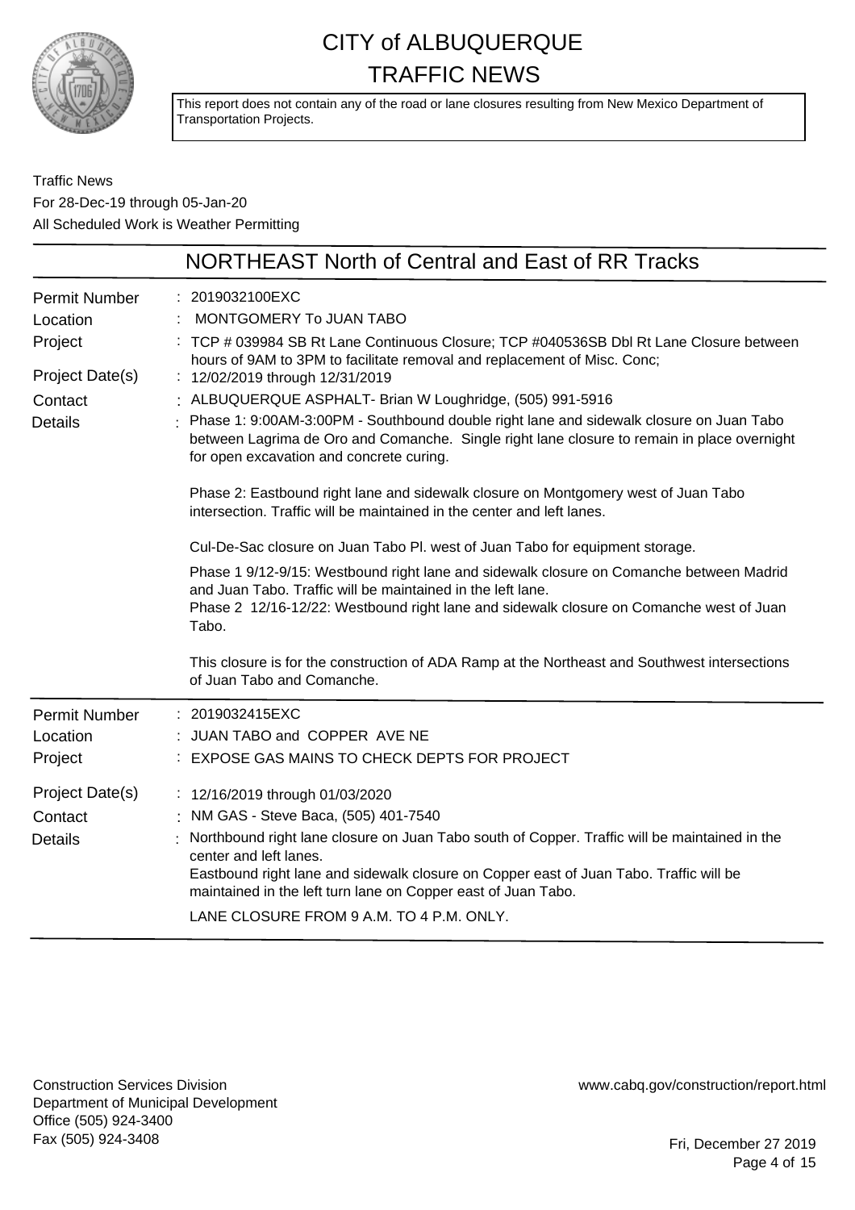# CITY of ALBUQUERQUE TRAFFIC NEWS

This report does not contain any of the road or lane closures resulting from New Mexico Department of Transportation Projects.

Traffic News
For 28-Dec-19 through 05-Jan-20
All Scheduled Work is Weather Permitting

## NORTHEAST North of Central and East of RR Tracks

**Permit Number** : 2019032100EXC
**Location** : MONTGOMERY To JUAN TABO
**Project** : TCP # 039984 SB Rt Lane Continuous Closure; TCP #040536SB Dbl Rt Lane Closure between hours of 9AM to 3PM to facilitate removal and replacement of Misc. Conc;
**Project Date(s)** : 12/02/2019 through 12/31/2019
**Contact** : ALBUQUERQUE ASPHALT- Brian W Loughridge, (505) 991-5916
**Details** : Phase 1: 9:00AM-3:00PM - Southbound double right lane and sidewalk closure on Juan Tabo between Lagrima de Oro and Comanche. Single right lane closure to remain in place overnight for open excavation and concrete curing.

Phase 2: Eastbound right lane and sidewalk closure on Montgomery west of Juan Tabo intersection. Traffic will be maintained in the center and left lanes.

Cul-De-Sac closure on Juan Tabo Pl. west of Juan Tabo for equipment storage.

Phase 1 9/12-9/15: Westbound right lane and sidewalk closure on Comanche between Madrid and Juan Tabo. Traffic will be maintained in the left lane.
Phase 2 12/16-12/22: Westbound right lane and sidewalk closure on Comanche west of Juan Tabo.

This closure is for the construction of ADA Ramp at the Northeast and Southwest intersections of Juan Tabo and Comanche.

---

**Permit Number** : 2019032415EXC
**Location** : JUAN TABO and COPPER AVE NE
**Project** : EXPOSE GAS MAINS TO CHECK DEPTS FOR PROJECT
**Project Date(s)** : 12/16/2019 through 01/03/2020
**Contact** : NM GAS - Steve Baca, (505) 401-7540
**Details** : Northbound right lane closure on Juan Tabo south of Copper. Traffic will be maintained in the center and left lanes.
Eastbound right lane and sidewalk closure on Copper east of Juan Tabo. Traffic will be maintained in the left turn lane on Copper east of Juan Tabo.

LANE CLOSURE FROM 9 A.M. TO 4 P.M. ONLY.

---

Construction Services Division
Department of Municipal Development
Office (505) 924-3400
Fax (505) 924-3408

www.cabq.gov/construction/report.html

Fri, December 27 2019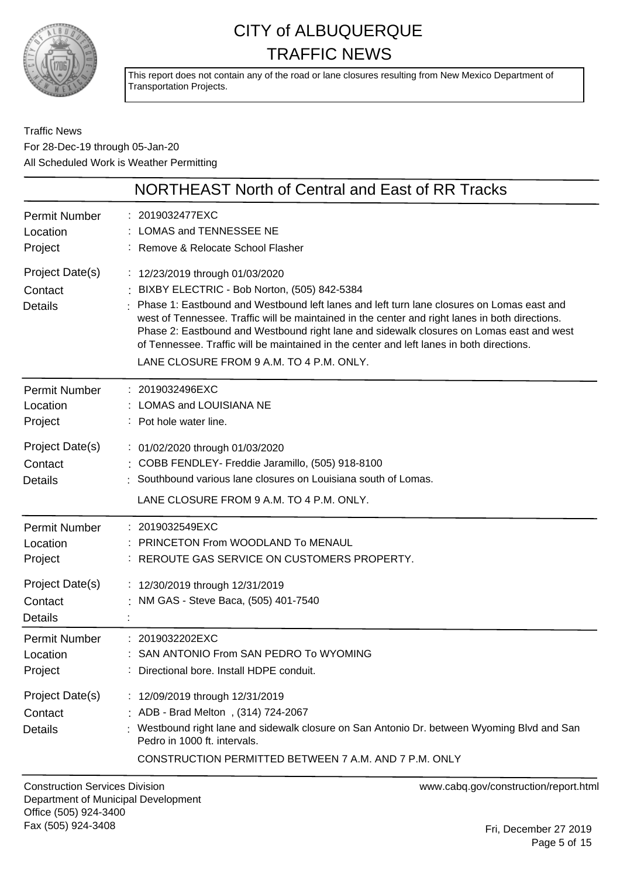# CITY of ALBUQUERQUE TRAFFIC NEWS

This report does not contain any of the road or lane closures resulting from New Mexico Department of Transportation Projects.

Traffic News
For 28-Dec-19 through 05-Jan-20
All Scheduled Work is Weather Permitting

## NORTHEAST North of Central and East of RR Tracks

| | |
|---|---|
| Permit Number | 2019032477EXC |
| Location | LOMAS and TENNESSEE NE |
| Project | Remove & Relocate School Flasher |
| Project Date(s) | 12/23/2019 through 01/03/2020 |
| Contact | BIXBY ELECTRIC - Bob Norton, (505) 842-5384 |
| Details | Phase 1: Eastbound and Westbound left lanes and left turn lane closures on Lomas east and west of Tennessee. Traffic will be maintained in the center and right lanes in both directions. Phase 2: Eastbound and Westbound right lane and sidewalk closures on Lomas east and west of Tennessee. Traffic will be maintained in the center and left lanes in both directions. LANE CLOSURE FROM 9 A.M. TO 4 P.M. ONLY. |

| | |
|---|---|
| Permit Number | 2019032496EXC |
| Location | LOMAS and LOUISIANA NE |
| Project | Pot hole water line. |
| Project Date(s) | 01/02/2020 through 01/03/2020 |
| Contact | COBB FENDLEY- Freddie Jaramillo, (505) 918-8100 |
| Details | Southbound various lane closures on Louisiana south of Lomas. LANE CLOSURE FROM 9 A.M. TO 4 P.M. ONLY. |

| | |
|---|---|
| Permit Number | 2019032549EXC |
| Location | PRINCETON From WOODLAND To MENAUL |
| Project | REROUTE GAS SERVICE ON CUSTOMERS PROPERTY. |
| Project Date(s) | 12/30/2019 through 12/31/2019 |
| Contact | NM GAS - Steve Baca, (505) 401-7540 |
| Details | |

| | |
|---|---|
| Permit Number | 2019032202EXC |
| Location | SAN ANTONIO From SAN PEDRO To WYOMING |
| Project | Directional bore. Install HDPE conduit. |
| Project Date(s) | 12/09/2019 through 12/31/2019 |
| Contact | ADB - Brad Melton , (314) 724-2067 |
| Details | Westbound right lane and sidewalk closure on San Antonio Dr. between Wyoming Blvd and San Pedro in 1000 ft. intervals. CONSTRUCTION PERMITTED BETWEEN 7 A.M. AND 7 P.M. ONLY |

Construction Services Division
Department of Municipal Development
Office (505) 924-3400
Fax (505) 924-3408

www.cabq.gov/construction/report.html

Fri, December 27 2019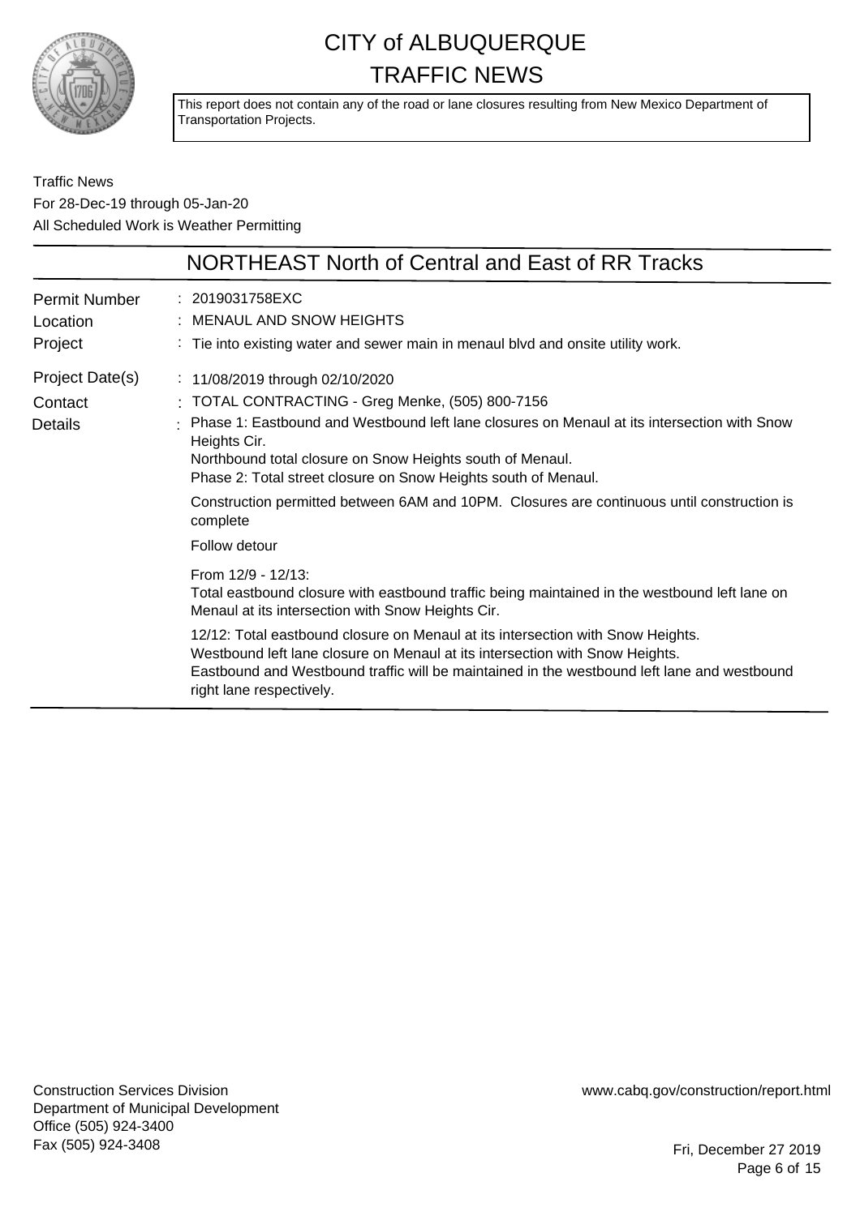# CITY of ALBUQUERQUE
# TRAFFIC NEWS

This report does not contain any of the road or lane closures resulting from New Mexico Department of Transportation Projects.

Traffic News
For 28-Dec-19 through 05-Jan-20
All Scheduled Work is Weather Permitting

## NORTHEAST North of Central and East of RR Tracks

**Permit Number** : 2019031758EXC

**Location** : MENAUL AND SNOW HEIGHTS

**Project** : Tie into existing water and sewer main in menaul blvd and onsite utility work.

**Project Date(s)** : 11/08/2019 through 02/10/2020

**Contact** : TOTAL CONTRACTING - Greg Menke, (505) 800-7156

**Details** : Phase 1: Eastbound and Westbound left lane closures on Menaul at its intersection with Snow Heights Cir.
Northbound total closure on Snow Heights south of Menaul.
Phase 2: Total street closure on Snow Heights south of Menaul.

Construction permitted between 6AM and 10PM. Closures are continuous until construction is complete

Follow detour

From 12/9 - 12/13:
Total eastbound closure with eastbound traffic being maintained in the westbound left lane on Menaul at its intersection with Snow Heights Cir.

12/12: Total eastbound closure on Menaul at its intersection with Snow Heights.
Westbound left lane closure on Menaul at its intersection with Snow Heights.
Eastbound and Westbound traffic will be maintained in the westbound left lane and westbound right lane respectively.

Construction Services Division
Department of Municipal Development
Office (505) 924-3400
Fax (505) 924-3408

www.cabq.gov/construction/report.html

Fri, December 27 2019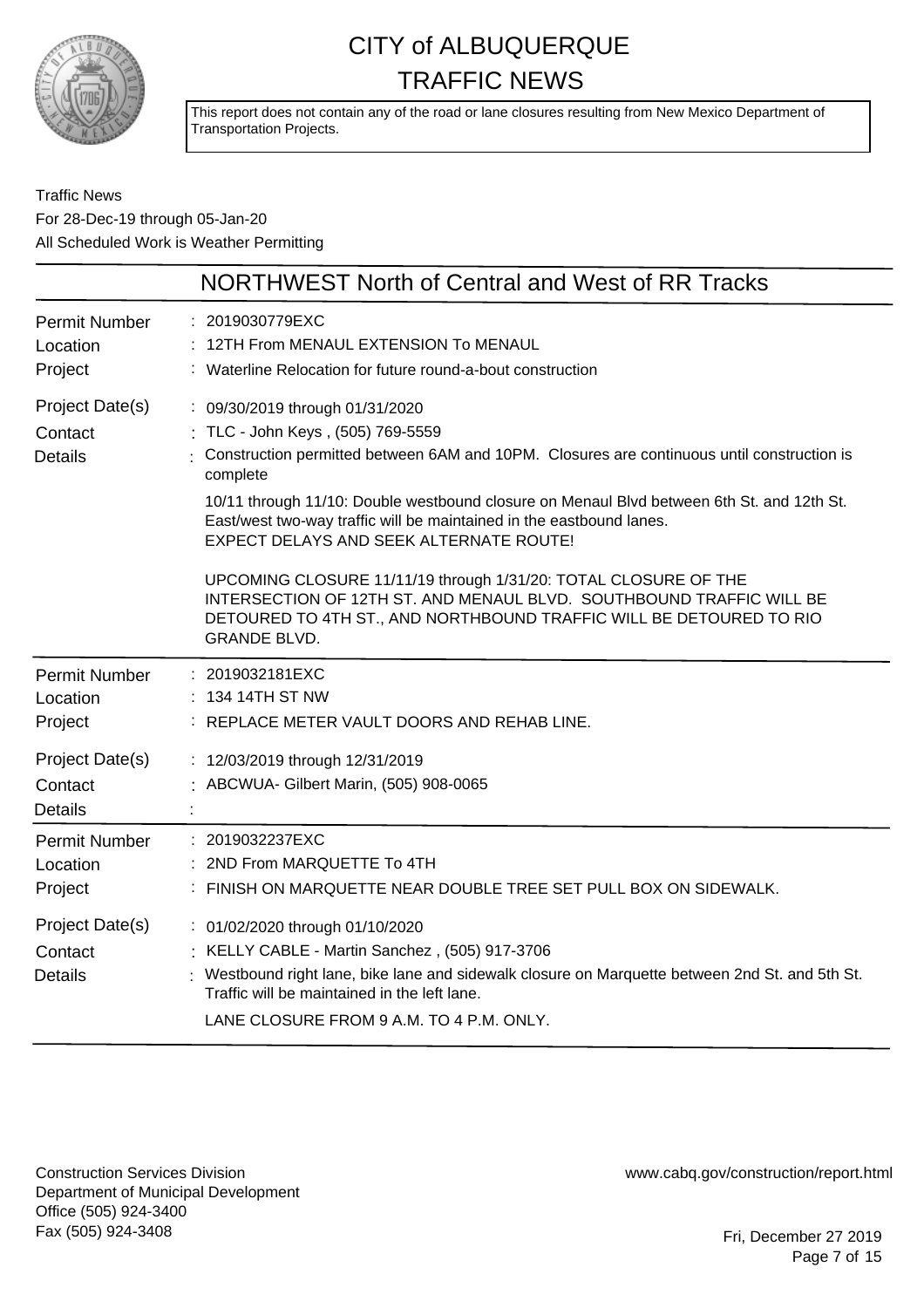# CITY of ALBUQUERQUE TRAFFIC NEWS

This report does not contain any of the road or lane closures resulting from New Mexico Department of Transportation Projects.

Traffic News
For 28-Dec-19 through 05-Jan-20
All Scheduled Work is Weather Permitting

## NORTHWEST North of Central and West of RR Tracks

| | |
|---|---|
| Permit Number | 2019030779EXC |
| Location | 12TH From MENAUL EXTENSION To MENAUL |
| Project | Waterline Relocation for future round-a-bout construction |
| Project Date(s) | 09/30/2019 through 01/31/2020 |
| Contact | TLC - John Keys , (505) 769-5559 |
| Details | Construction permitted between 6AM and 10PM. Closures are continuous until construction is complete<br><br>10/11 through 11/10: Double westbound closure on Menaul Blvd between 6th St. and 12th St. East/west two-way traffic will be maintained in the eastbound lanes.<br>EXPECT DELAYS AND SEEK ALTERNATE ROUTE!<br><br>UPCOMING CLOSURE 11/11/19 through 1/31/20: TOTAL CLOSURE OF THE INTERSECTION OF 12TH ST. AND MENAUL BLVD. SOUTHBOUND TRAFFIC WILL BE DETOURED TO 4TH ST., AND NORTHBOUND TRAFFIC WILL BE DETOURED TO RIO GRANDE BLVD. |

| | |
|---|---|
| Permit Number | 2019032181EXC |
| Location | 134 14TH ST NW |
| Project | REPLACE METER VAULT DOORS AND REHAB LINE. |
| Project Date(s) | 12/03/2019 through 12/31/2019 |
| Contact | ABCWUA- Gilbert Marin, (505) 908-0065 |
| Details | |

| | |
|---|---|
| Permit Number | 2019032237EXC |
| Location | 2ND From MARQUETTE To 4TH |
| Project | FINISH ON MARQUETTE NEAR DOUBLE TREE SET PULL BOX ON SIDEWALK. |
| Project Date(s) | 01/02/2020 through 01/10/2020 |
| Contact | KELLY CABLE - Martin Sanchez , (505) 917-3706 |
| Details | Westbound right lane, bike lane and sidewalk closure on Marquette between 2nd St. and 5th St. Traffic will be maintained in the left lane.<br><br>LANE CLOSURE FROM 9 A.M. TO 4 P.M. ONLY. |

Construction Services Division
Department of Municipal Development
Office (505) 924-3400
Fax (505) 924-3408

www.cabq.gov/construction/report.html

Fri, December 27 2019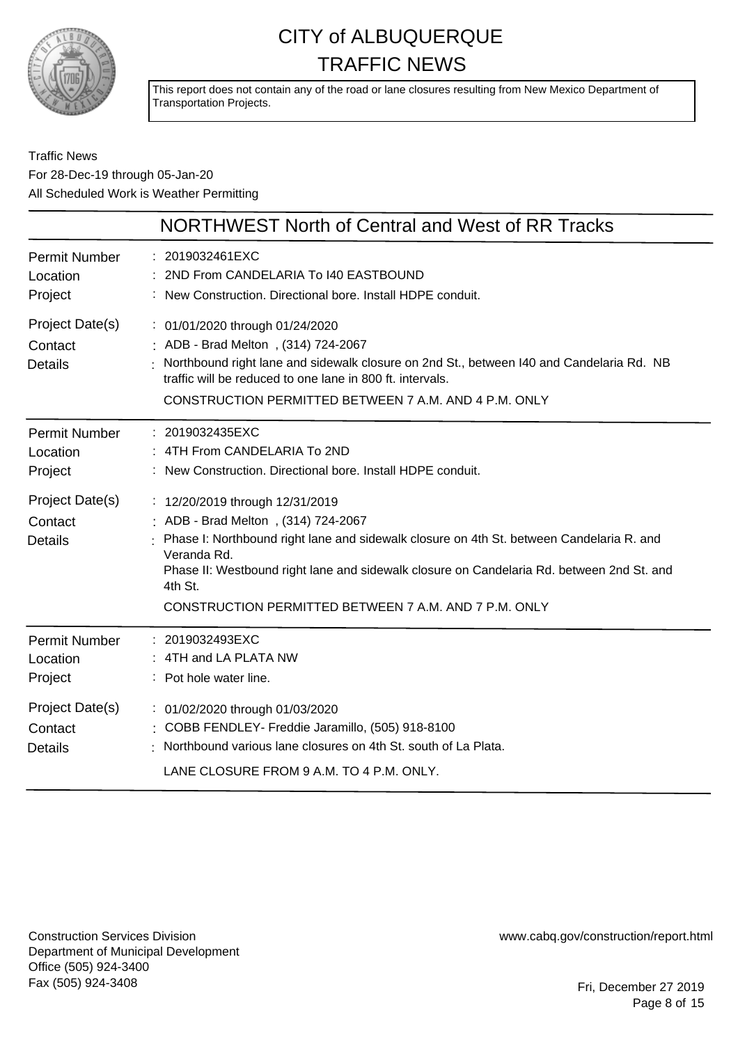# CITY of ALBUQUERQUE
# TRAFFIC NEWS

This report does not contain any of the road or lane closures resulting from New Mexico Department of Transportation Projects.

Traffic News
For 28-Dec-19 through 05-Jan-20
All Scheduled Work is Weather Permitting

## NORTHWEST North of Central and West of RR Tracks

| | |
|---|---|
| Permit Number | : 2019032461EXC |
| Location | : 2ND From CANDELARIA To I40 EASTBOUND |
| Project | : New Construction. Directional bore. Install HDPE conduit. |
| Project Date(s) | : 01/01/2020 through 01/24/2020 |
| Contact | : ADB - Brad Melton , (314) 724-2067 |
| Details | : Northbound right lane and sidewalk closure on 2nd St., between I40 and Candelaria Rd. NB traffic will be reduced to one lane in 800 ft. intervals.<br>CONSTRUCTION PERMITTED BETWEEN 7 A.M. AND 4 P.M. ONLY |

| | |
|---|---|
| Permit Number | : 2019032435EXC |
| Location | : 4TH From CANDELARIA To 2ND |
| Project | : New Construction. Directional bore. Install HDPE conduit. |
| Project Date(s) | : 12/20/2019 through 12/31/2019 |
| Contact | : ADB - Brad Melton , (314) 724-2067 |
| Details | : Phase I: Northbound right lane and sidewalk closure on 4th St. between Candelaria R. and Veranda Rd.<br>Phase II: Westbound right lane and sidewalk closure on Candelaria Rd. between 2nd St. and 4th St.<br>CONSTRUCTION PERMITTED BETWEEN 7 A.M. AND 7 P.M. ONLY |

| | |
|---|---|
| Permit Number | : 2019032493EXC |
| Location | : 4TH and LA PLATA NW |
| Project | : Pot hole water line. |
| Project Date(s) | : 01/02/2020 through 01/03/2020 |
| Contact | : COBB FENDLEY- Freddie Jaramillo, (505) 918-8100 |
| Details | : Northbound various lane closures on 4th St. south of La Plata.<br>LANE CLOSURE FROM 9 A.M. TO 4 P.M. ONLY. |

Construction Services Division
Department of Municipal Development
Office (505) 924-3400
Fax (505) 924-3408

www.cabq.gov/construction/report.html

Fri, December 27 2019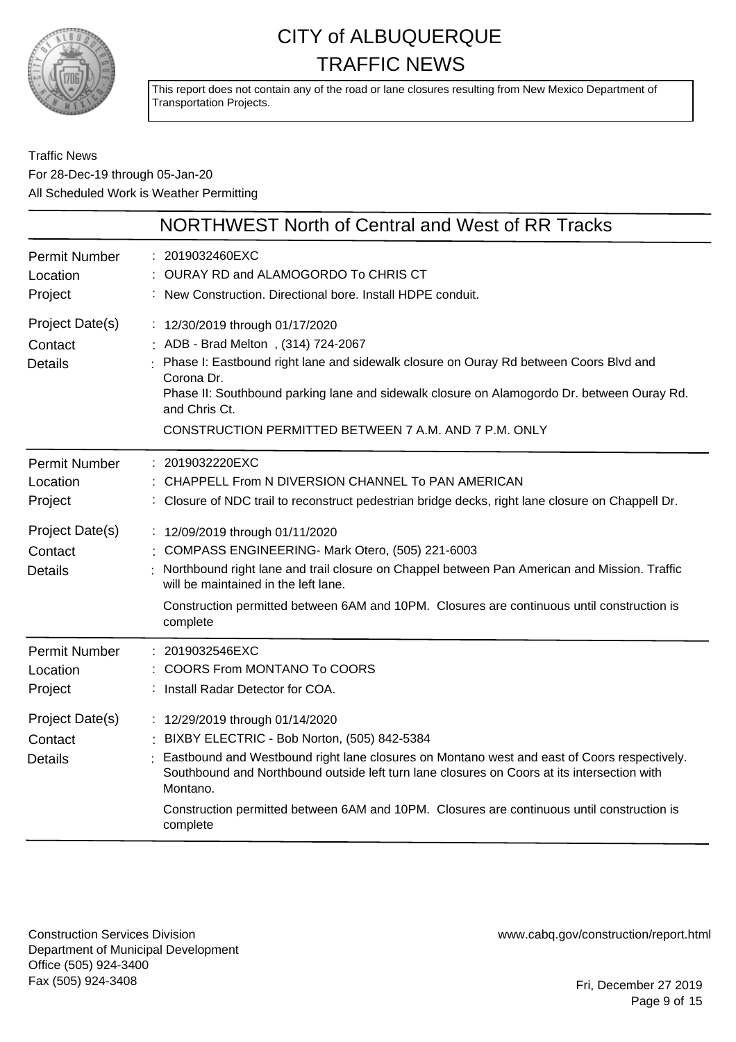# CITY of ALBUQUERQUE TRAFFIC NEWS

This report does not contain any of the road or lane closures resulting from New Mexico Department of Transportation Projects.

Traffic News
For 28-Dec-19 through 05-Jan-20
All Scheduled Work is Weather Permitting

## NORTHWEST North of Central and West of RR Tracks

| | |
|---|---|
| Permit Number | 2019032460EXC |
| Location | OURAY RD and ALAMOGORDO To CHRIS CT |
| Project | New Construction. Directional bore. Install HDPE conduit. |
| Project Date(s) | 12/30/2019 through 01/17/2020 |
| Contact | ADB - Brad Melton , (314) 724-2067 |
| Details | Phase I: Eastbound right lane and sidewalk closure on Ouray Rd between Coors Blvd and Corona Dr.<br>Phase II: Southbound parking lane and sidewalk closure on Alamogordo Dr. between Ouray Rd. and Chris Ct.<br>CONSTRUCTION PERMITTED BETWEEN 7 A.M. AND 7 P.M. ONLY |

| | |
|---|---|
| Permit Number | 2019032220EXC |
| Location | CHAPPELL From N DIVERSION CHANNEL To PAN AMERICAN |
| Project | Closure of NDC trail to reconstruct pedestrian bridge decks, right lane closure on Chappell Dr. |
| Project Date(s) | 12/09/2019 through 01/11/2020 |
| Contact | COMPASS ENGINEERING- Mark Otero, (505) 221-6003 |
| Details | Northbound right lane and trail closure on Chappel between Pan American and Mission. Traffic will be maintained in the left lane.<br>Construction permitted between 6AM and 10PM. Closures are continuous until construction is complete |

| | |
|---|---|
| Permit Number | 2019032546EXC |
| Location | COORS From MONTANO To COORS |
| Project | Install Radar Detector for COA. |
| Project Date(s) | 12/29/2019 through 01/14/2020 |
| Contact | BIXBY ELECTRIC - Bob Norton, (505) 842-5384 |
| Details | Eastbound and Westbound right lane closures on Montano west and east of Coors respectively. Southbound and Northbound outside left turn lane closures on Coors at its intersection with Montano.<br>Construction permitted between 6AM and 10PM. Closures are continuous until construction is complete |

Construction Services Division
Department of Municipal Development
Office (505) 924-3400
Fax (505) 924-3408

www.cabq.gov/construction/report.html

Fri, December 27 2019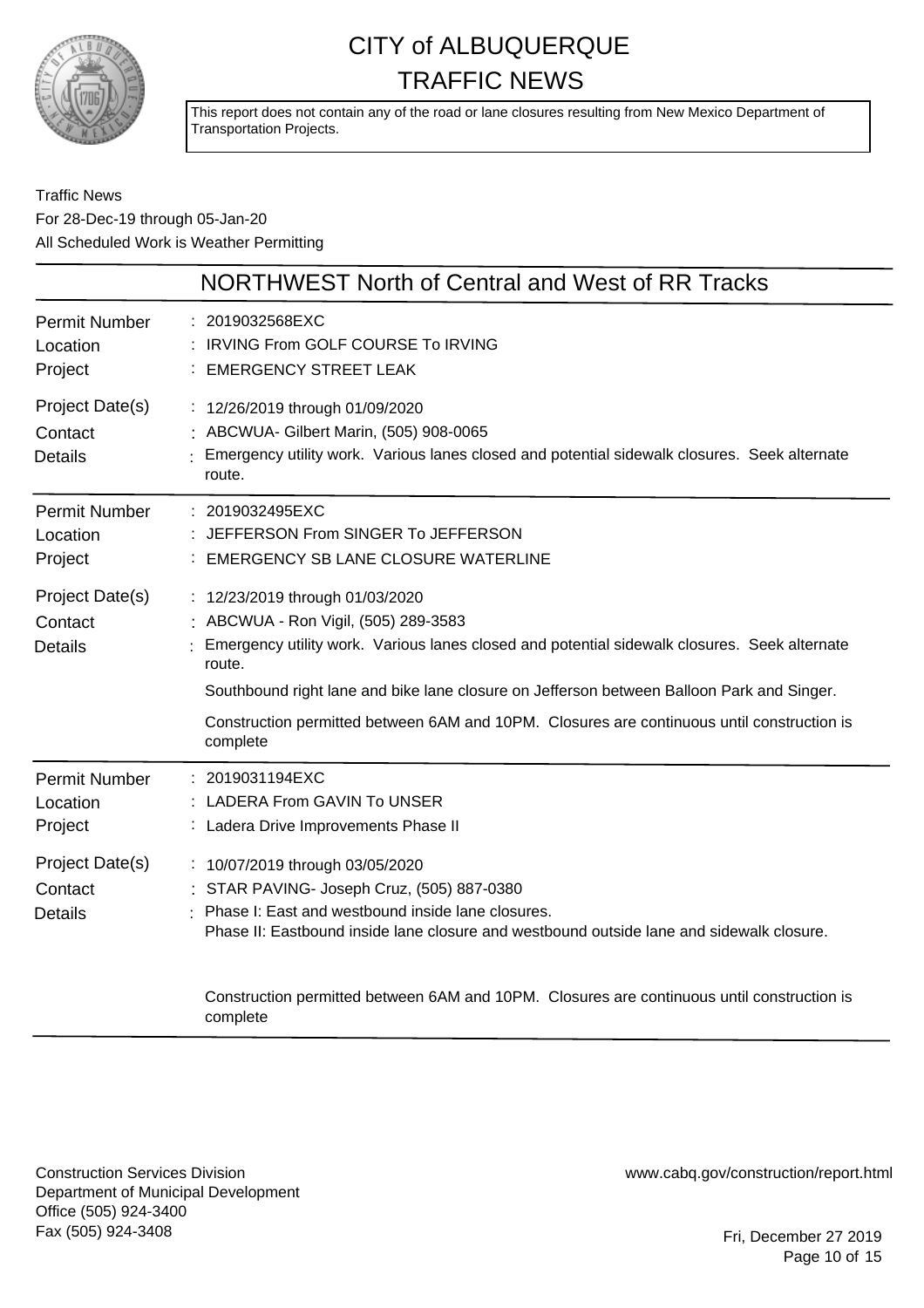# CITY of ALBUQUERQUE
# TRAFFIC NEWS

This report does not contain any of the road or lane closures resulting from New Mexico Department of Transportation Projects.

Traffic News
For 28-Dec-19 through 05-Jan-20
All Scheduled Work is Weather Permitting

## NORTHWEST North of Central and West of RR Tracks

| | |
|---|---|
| Permit Number | : 2019032568EXC |
| Location | : IRVING From GOLF COURSE To IRVING |
| Project | : EMERGENCY STREET LEAK |
| Project Date(s) | : 12/26/2019 through 01/09/2020 |
| Contact | : ABCWUA- Gilbert Marin, (505) 908-0065 |
| Details | : Emergency utility work. Various lanes closed and potential sidewalk closures. Seek alternate route. |

| | |
|---|---|
| Permit Number | : 2019032495EXC |
| Location | : JEFFERSON From SINGER To JEFFERSON |
| Project | : EMERGENCY SB LANE CLOSURE WATERLINE |
| Project Date(s) | : 12/23/2019 through 01/03/2020 |
| Contact | : ABCWUA - Ron Vigil, (505) 289-3583 |
| Details | : Emergency utility work. Various lanes closed and potential sidewalk closures. Seek alternate route.<br><br>Southbound right lane and bike lane closure on Jefferson between Balloon Park and Singer.<br><br>Construction permitted between 6AM and 10PM. Closures are continuous until construction is complete |

| | |
|---|---|
| Permit Number | : 2019031194EXC |
| Location | : LADERA From GAVIN To UNSER |
| Project | : Ladera Drive Improvements Phase II |
| Project Date(s) | : 10/07/2019 through 03/05/2020 |
| Contact | : STAR PAVING- Joseph Cruz, (505) 887-0380 |
| Details | : Phase I: East and westbound inside lane closures.<br>Phase II: Eastbound inside lane closure and westbound outside lane and sidewalk closure.<br><br>Construction permitted between 6AM and 10PM. Closures are continuous until construction is complete |

Construction Services Division
Department of Municipal Development
Office (505) 924-3400
Fax (505) 924-3408

www.cabq.gov/construction/report.html

Fri, December 27 2019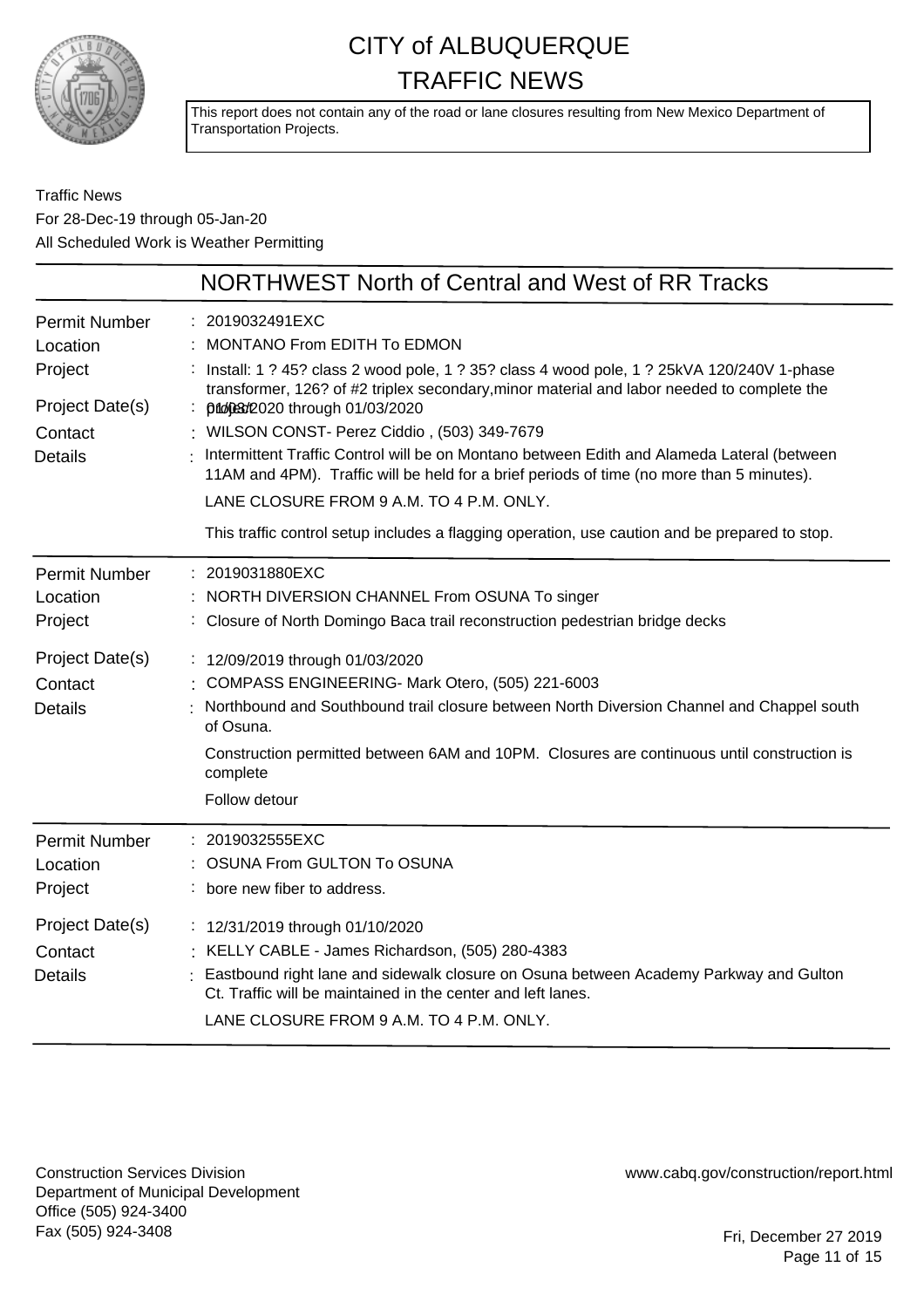# CITY of ALBUQUERQUE
# TRAFFIC NEWS

This report does not contain any of the road or lane closures resulting from New Mexico Department of Transportation Projects.

Traffic News
For 28-Dec-19 through 05-Jan-20
All Scheduled Work is Weather Permitting

## NORTHWEST North of Central and West of RR Tracks

| | |
|---|---|
| Permit Number | 2019032491EXC |
| Location | MONTANO From EDITH To EDMON |
| Project | Install: 1 ? 45? class 2 wood pole, 1 ? 35? class 4 wood pole, 1 ? 25kVA 120/240V 1-phase transformer, 126? of #2 triplex secondary,minor material and labor needed to complete the project. |
| Project Date(s) | 01/03/2020 through 01/03/2020 |
| Contact | WILSON CONST- Perez Ciddio , (503) 349-7679 |
| Details | Intermittent Traffic Control will be on Montano between Edith and Alameda Lateral (between 11AM and 4PM). Traffic will be held for a brief periods of time (no more than 5 minutes).<br>LANE CLOSURE FROM 9 A.M. TO 4 P.M. ONLY.<br>This traffic control setup includes a flagging operation, use caution and be prepared to stop. |

| | |
|---|---|
| Permit Number | 2019031880EXC |
| Location | NORTH DIVERSION CHANNEL From OSUNA To singer |
| Project | Closure of North Domingo Baca trail reconstruction pedestrian bridge decks |
| Project Date(s) | 12/09/2019 through 01/03/2020 |
| Contact | COMPASS ENGINEERING- Mark Otero, (505) 221-6003 |
| Details | Northbound and Southbound trail closure between North Diversion Channel and Chappel south of Osuna.<br>Construction permitted between 6AM and 10PM. Closures are continuous until construction is complete<br>Follow detour |

| | |
|---|---|
| Permit Number | 2019032555EXC |
| Location | OSUNA From GULTON To OSUNA |
| Project | bore new fiber to address. |
| Project Date(s) | 12/31/2019 through 01/10/2020 |
| Contact | KELLY CABLE - James Richardson, (505) 280-4383 |
| Details | Eastbound right lane and sidewalk closure on Osuna between Academy Parkway and Gulton Ct. Traffic will be maintained in the center and left lanes.<br>LANE CLOSURE FROM 9 A.M. TO 4 P.M. ONLY. |

Construction Services Division
Department of Municipal Development
Office (505) 924-3400
Fax (505) 924-3408

www.cabq.gov/construction/report.html

Fri, December 27 2019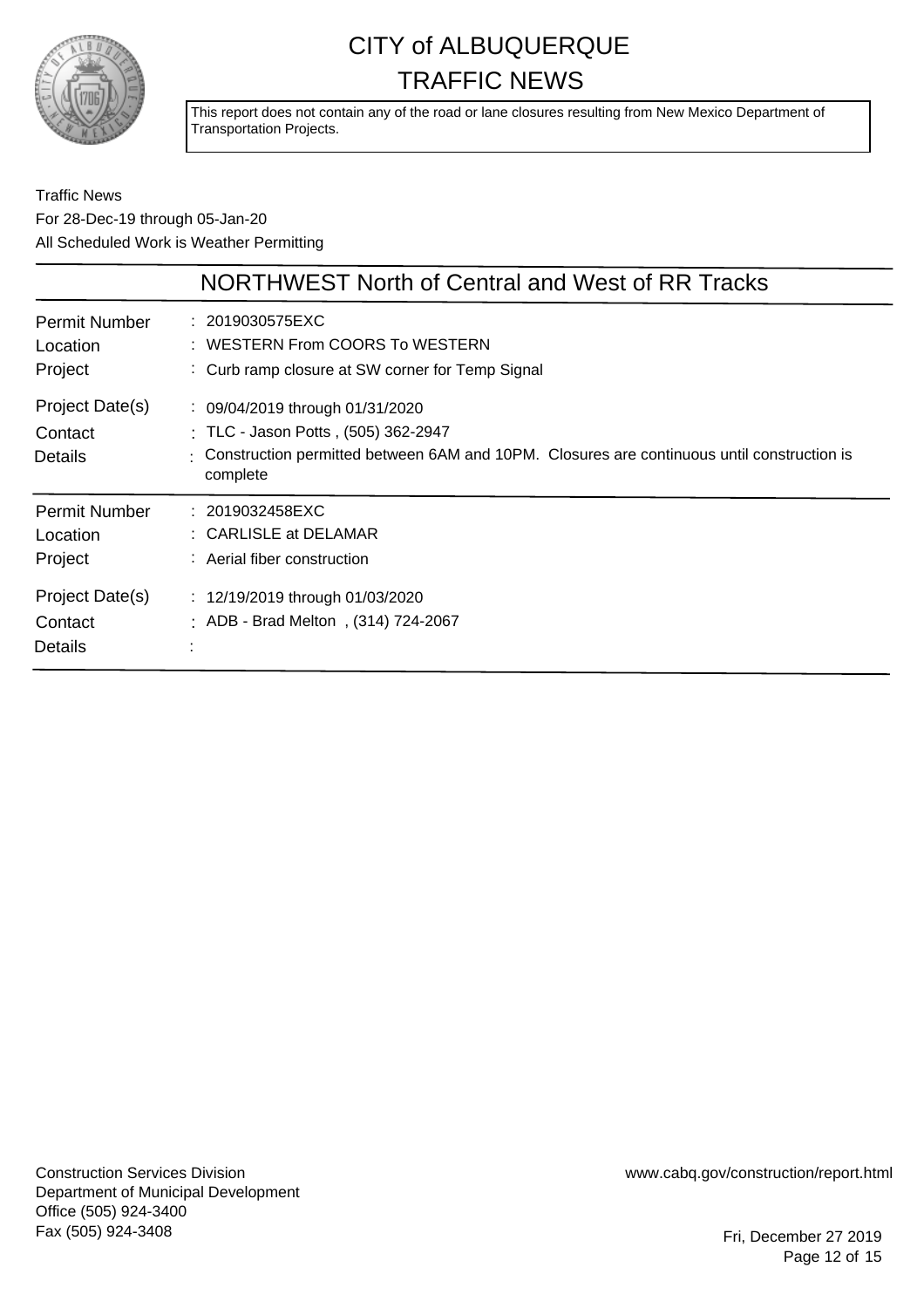# CITY of ALBUQUERQUE
# TRAFFIC NEWS

This report does not contain any of the road or lane closures resulting from New Mexico Department of Transportation Projects.

Traffic News
For 28-Dec-19 through 05-Jan-20
All Scheduled Work is Weather Permitting

## NORTHWEST North of Central and West of RR Tracks

| | |
|---|---|
| Permit Number | : 2019030575EXC |
| Location | : WESTERN From COORS To WESTERN |
| Project | : Curb ramp closure at SW corner for Temp Signal |
| Project Date(s) | : 09/04/2019 through 01/31/2020 |
| Contact | : TLC - Jason Potts , (505) 362-2947 |
| Details | : Construction permitted between 6AM and 10PM. Closures are continuous until construction is complete |

| | |
|---|---|
| Permit Number | : 2019032458EXC |
| Location | : CARLISLE at DELAMAR |
| Project | : Aerial fiber construction |
| Project Date(s) | : 12/19/2019 through 01/03/2020 |
| Contact | : ADB - Brad Melton , (314) 724-2067 |
| Details | : |

Construction Services Division
Department of Municipal Development
Office (505) 924-3400
Fax (505) 924-3408

www.cabq.gov/construction/report.html

Fri, December 27 2019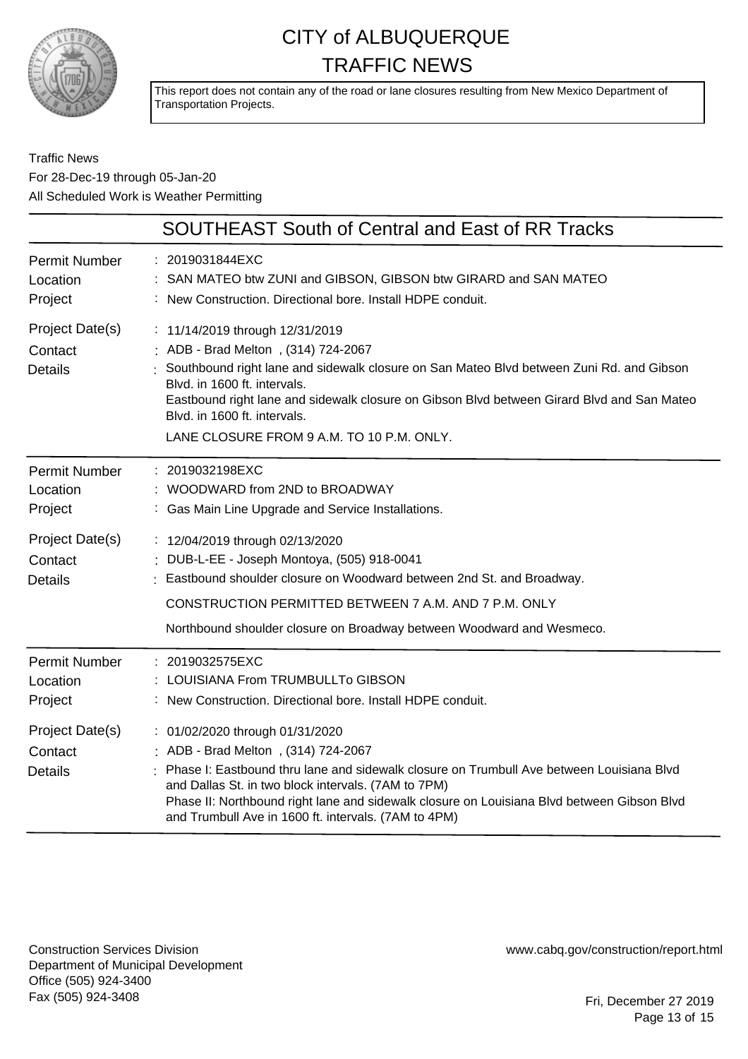# CITY of ALBUQUERQUE TRAFFIC NEWS

This report does not contain any of the road or lane closures resulting from New Mexico Department of Transportation Projects.

Traffic News
For 28-Dec-19 through 05-Jan-20
All Scheduled Work is Weather Permitting

## SOUTHEAST South of Central and East of RR Tracks

| | |
|---|---|
| Permit Number | 2019031844EXC |
| Location | SAN MATEO btw ZUNI and GIBSON, GIBSON btw GIRARD and SAN MATEO |
| Project | New Construction. Directional bore. Install HDPE conduit. |
| Project Date(s) | 11/14/2019 through 12/31/2019 |
| Contact | ADB - Brad Melton , (314) 724-2067 |
| Details | Southbound right lane and sidewalk closure on San Mateo Blvd between Zuni Rd. and Gibson Blvd. in 1600 ft. intervals.<br>Eastbound right lane and sidewalk closure on Gibson Blvd between Girard Blvd and San Mateo Blvd. in 1600 ft. intervals.<br>LANE CLOSURE FROM 9 A.M. TO 10 P.M. ONLY. |

| | |
|---|---|
| Permit Number | 2019032198EXC |
| Location | WOODWARD from 2ND to BROADWAY |
| Project | Gas Main Line Upgrade and Service Installations. |
| Project Date(s) | 12/04/2019 through 02/13/2020 |
| Contact | DUB-L-EE - Joseph Montoya, (505) 918-0041 |
| Details | Eastbound shoulder closure on Woodward between 2nd St. and Broadway.<br>CONSTRUCTION PERMITTED BETWEEN 7 A.M. AND 7 P.M. ONLY<br>Northbound shoulder closure on Broadway between Woodward and Wesmeco. |

| | |
|---|---|
| Permit Number | 2019032575EXC |
| Location | LOUISIANA From TRUMBULLTo GIBSON |
| Project | New Construction. Directional bore. Install HDPE conduit. |
| Project Date(s) | 01/02/2020 through 01/31/2020 |
| Contact | ADB - Brad Melton , (314) 724-2067 |
| Details | Phase I: Eastbound thru lane and sidewalk closure on Trumbull Ave between Louisiana Blvd and Dallas St. in two block intervals. (7AM to 7PM)<br>Phase II: Northbound right lane and sidewalk closure on Louisiana Blvd between Gibson Blvd and Trumbull Ave in 1600 ft. intervals. (7AM to 4PM) |

Construction Services Division
Department of Municipal Development
Office (505) 924-3400
Fax (505) 924-3408

www.cabq.gov/construction/report.html

Fri, December 27 2019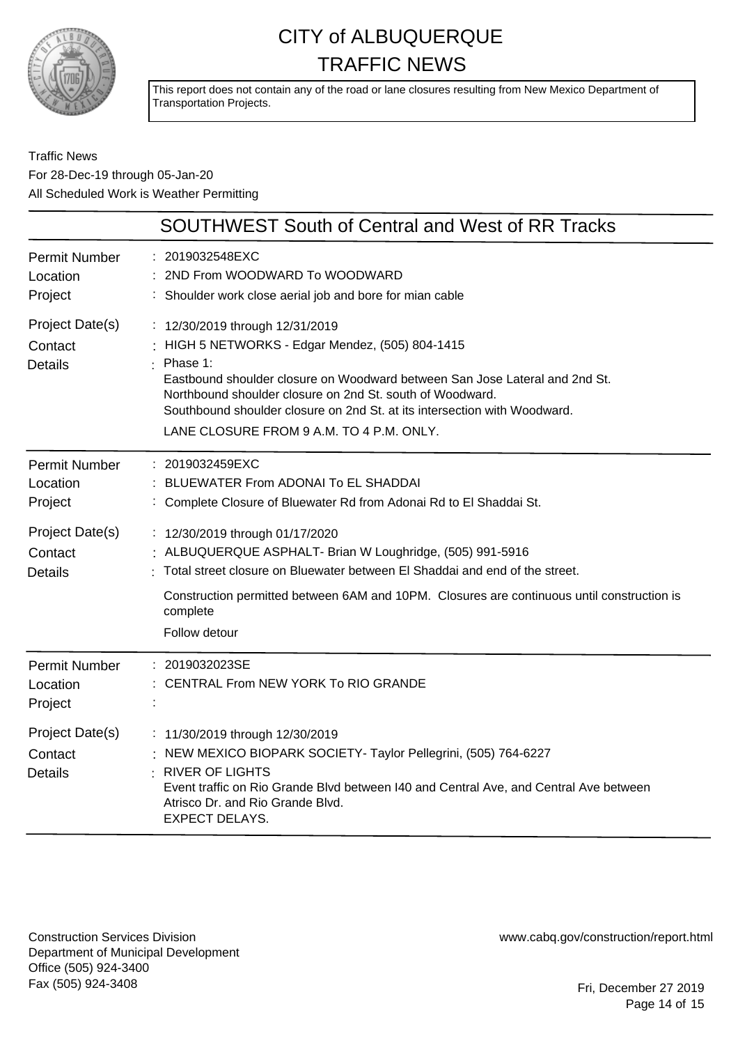# CITY of ALBUQUERQUE
# TRAFFIC NEWS

This report does not contain any of the road or lane closures resulting from New Mexico Department of Transportation Projects.

Traffic News
For 28-Dec-19 through 05-Jan-20
All Scheduled Work is Weather Permitting

## SOUTHWEST South of Central and West of RR Tracks

**Permit Number** : 2019032548EXC
**Location** : 2ND From WOODWARD To WOODWARD
**Project** : Shoulder work close aerial job and bore for mian cable
**Project Date(s)** : 12/30/2019 through 12/31/2019
**Contact** : HIGH 5 NETWORKS - Edgar Mendez, (505) 804-1415
**Details** : Phase 1:
Eastbound shoulder closure on Woodward between San Jose Lateral and 2nd St.
Northbound shoulder closure on 2nd St. south of Woodward.
Southbound shoulder closure on 2nd St. at its intersection with Woodward.
LANE CLOSURE FROM 9 A.M. TO 4 P.M. ONLY.

---

**Permit Number** : 2019032459EXC
**Location** : BLUEWATER From ADONAI To EL SHADDAI
**Project** : Complete Closure of Bluewater Rd from Adonai Rd to El Shaddai St.
**Project Date(s)** : 12/30/2019 through 01/17/2020
**Contact** : ALBUQUERQUE ASPHALT- Brian W Loughridge, (505) 991-5916
**Details** : Total street closure on Bluewater between El Shaddai and end of the street.
Construction permitted between 6AM and 10PM. Closures are continuous until construction is complete
Follow detour

---

**Permit Number** : 2019032023SE
**Location** : CENTRAL From NEW YORK To RIO GRANDE
**Project** :
**Project Date(s)** : 11/30/2019 through 12/30/2019
**Contact** : NEW MEXICO BIOPARK SOCIETY- Taylor Pellegrini, (505) 764-6227
**Details** : RIVER OF LIGHTS
Event traffic on Rio Grande Blvd between I40 and Central Ave, and Central Ave between Atrisco Dr. and Rio Grande Blvd.
EXPECT DELAYS.

---

Construction Services Division
Department of Municipal Development
Office (505) 924-3400
Fax (505) 924-3408

www.cabq.gov/construction/report.html

Fri, December 27 2019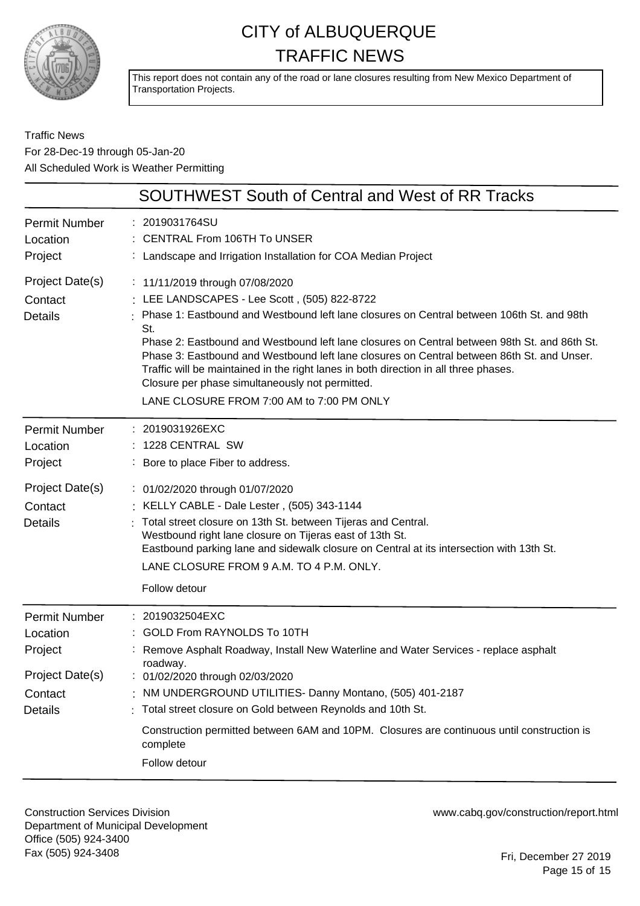# CITY of ALBUQUERQUE TRAFFIC NEWS

This report does not contain any of the road or lane closures resulting from New Mexico Department of Transportation Projects.

Traffic News
For 28-Dec-19 through 05-Jan-20
All Scheduled Work is Weather Permitting

## SOUTHWEST South of Central and West of RR Tracks

| | |
|---|---|
| Permit Number | 2019031764SU |
| Location | CENTRAL From 106TH To UNSER |
| Project | Landscape and Irrigation Installation for COA Median Project |
| Project Date(s) | 11/11/2019 through 07/08/2020 |
| Contact | LEE LANDSCAPES - Lee Scott , (505) 822-8722 |
| Details | Phase 1: Eastbound and Westbound left lane closures on Central between 106th St. and 98th St.<br>Phase 2: Eastbound and Westbound left lane closures on Central between 98th St. and 86th St.<br>Phase 3: Eastbound and Westbound left lane closures on Central between 86th St. and Unser.<br>Traffic will be maintained in the right lanes in both direction in all three phases.<br>Closure per phase simultaneously not permitted.<br>LANE CLOSURE FROM 7:00 AM to 7:00 PM ONLY |

| | |
|---|---|
| Permit Number | 2019031926EXC |
| Location | 1228 CENTRAL SW |
| Project | Bore to place Fiber to address. |
| Project Date(s) | 01/02/2020 through 01/07/2020 |
| Contact | KELLY CABLE - Dale Lester , (505) 343-1144 |
| Details | Total street closure on 13th St. between Tijeras and Central.<br>Westbound right lane closure on Tijeras east of 13th St.<br>Eastbound parking lane and sidewalk closure on Central at its intersection with 13th St.<br>LANE CLOSURE FROM 9 A.M. TO 4 P.M. ONLY.<br>Follow detour |

| | |
|---|---|
| Permit Number | 2019032504EXC |
| Location | GOLD From RAYNOLDS To 10TH |
| Project | Remove Asphalt Roadway, Install New Waterline and Water Services - replace asphalt roadway. |
| Project Date(s) | 01/02/2020 through 02/03/2020 |
| Contact | NM UNDERGROUND UTILITIES- Danny Montano, (505) 401-2187 |
| Details | Total street closure on Gold between Reynolds and 10th St.<br>Construction permitted between 6AM and 10PM. Closures are continuous until construction is complete<br>Follow detour |

Construction Services Division
Department of Municipal Development
Office (505) 924-3400
Fax (505) 924-3408

www.cabq.gov/construction/report.html

Fri, December 27 2019